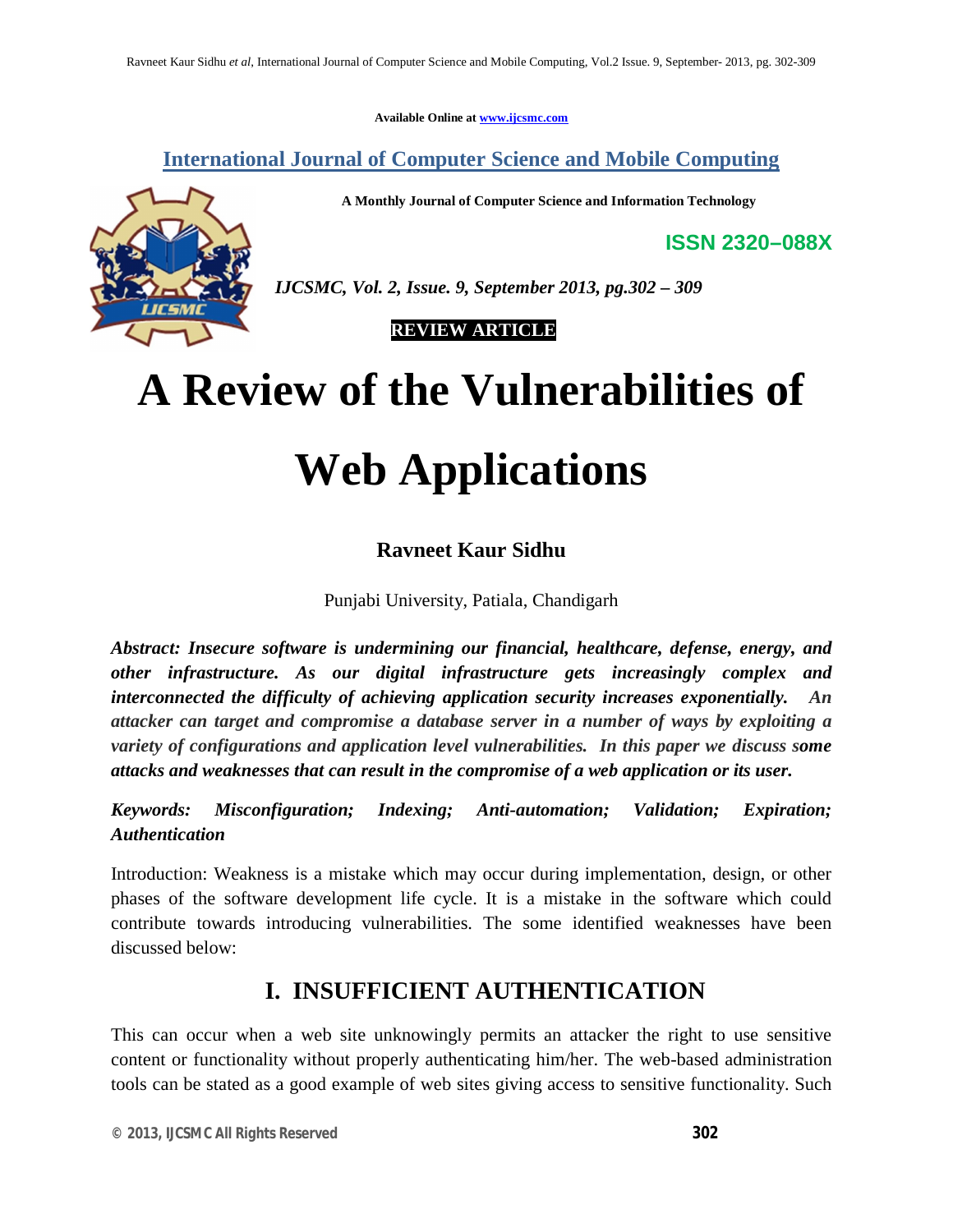Available Online at www.ijcsmc.com

## International Journal of Computer Science and Mobile Computing

**A Monthly Journal of Computer Science and Information Technology**

**ISSN 2320–088X**

***IJCSMC, Vol. 2, Issue. 9, September 2013, pg.302 – 309***

**REVIEW ARTICLE**

# A Review of the Vulnerabilities of Web Applications

**Ravneet Kaur Sidhu**

Punjabi University, Patiala, Chandigarh

***Abstract: Insecure software is undermining our financial, healthcare, defense, energy, and other infrastructure. As our digital infrastructure gets increasingly complex and interconnected the difficulty of achieving application security increases exponentially. An attacker can target and compromise a database server in a number of ways by exploiting a variety of configurations and application level vulnerabilities. In this paper we discuss some attacks and weaknesses that can result in the compromise of a web application or its user.***

***Keywords: Misconfiguration; Indexing; Anti-automation; Validation; Expiration; Authentication***

Introduction: Weakness is a mistake which may occur during implementation, design, or other phases of the software development life cycle. It is a mistake in the software which could contribute towards introducing vulnerabilities. The some identified weaknesses have been discussed below:

## I. INSUFFICIENT AUTHENTICATION

This can occur when a web site unknowingly permits an attacker the right to use sensitive content or functionality without properly authenticating him/her. The web-based administration tools can be stated as a good example of web sites giving access to sensitive functionality. Such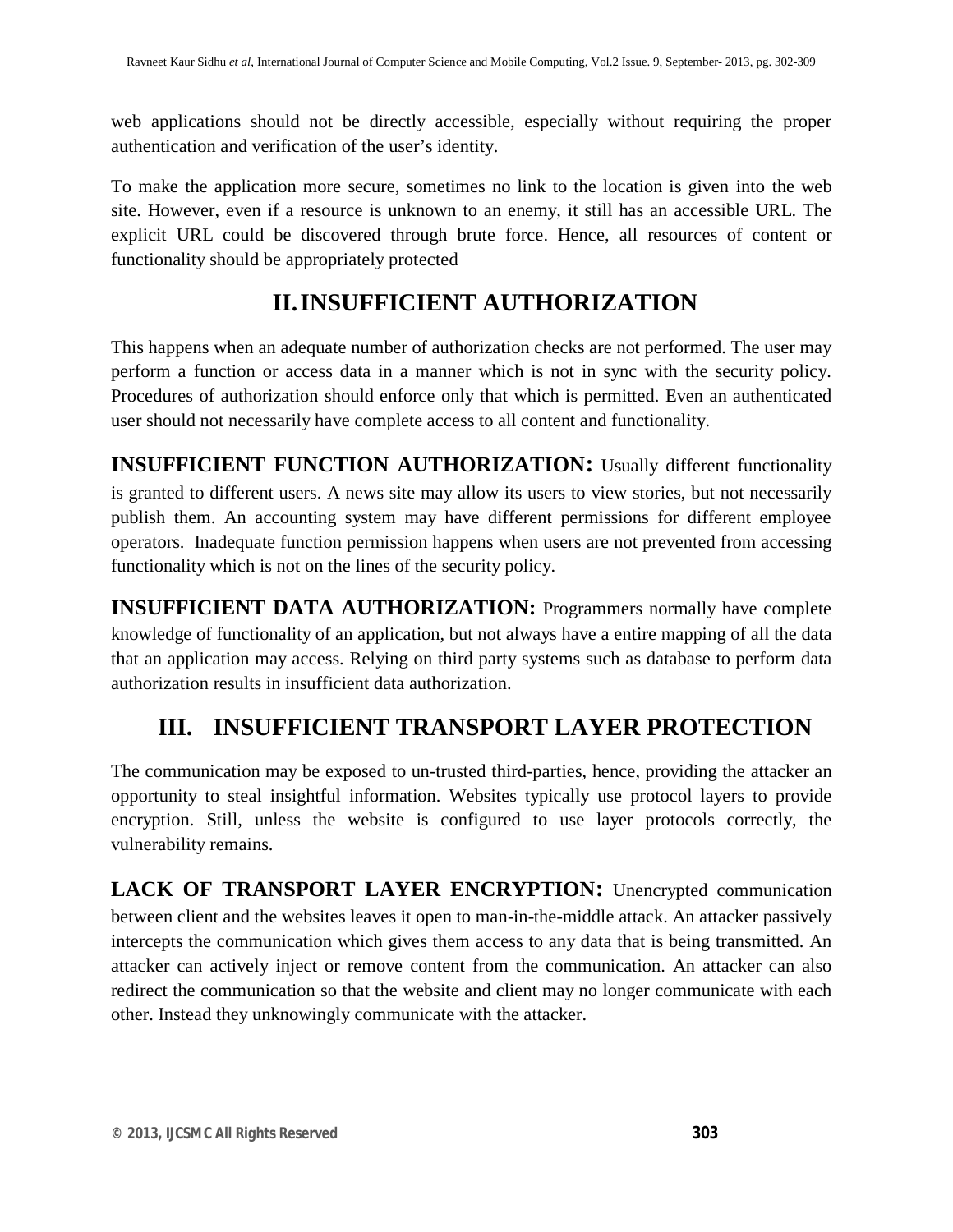web applications should not be directly accessible, especially without requiring the proper authentication and verification of the user's identity.

To make the application more secure, sometimes no link to the location is given into the web site. However, even if a resource is unknown to an enemy, it still has an accessible URL. The explicit URL could be discovered through brute force. Hence, all resources of content or functionality should be appropriately protected

# II. INSUFFICIENT AUTHORIZATION

This happens when an adequate number of authorization checks are not performed. The user may perform a function or access data in a manner which is not in sync with the security policy. Procedures of authorization should enforce only that which is permitted. Even an authenticated user should not necessarily have complete access to all content and functionality.

**INSUFFICIENT FUNCTION AUTHORIZATION:** Usually different functionality is granted to different users. A news site may allow its users to view stories, but not necessarily publish them. An accounting system may have different permissions for different employee operators. Inadequate function permission happens when users are not prevented from accessing functionality which is not on the lines of the security policy.

**INSUFFICIENT DATA AUTHORIZATION:** Programmers normally have complete knowledge of functionality of an application, but not always have a entire mapping of all the data that an application may access. Relying on third party systems such as database to perform data authorization results in insufficient data authorization.

# III. INSUFFICIENT TRANSPORT LAYER PROTECTION

The communication may be exposed to un-trusted third-parties, hence, providing the attacker an opportunity to steal insightful information. Websites typically use protocol layers to provide encryption. Still, unless the website is configured to use layer protocols correctly, the vulnerability remains.

**LACK OF TRANSPORT LAYER ENCRYPTION:** Unencrypted communication between client and the websites leaves it open to man-in-the-middle attack. An attacker passively intercepts the communication which gives them access to any data that is being transmitted. An attacker can actively inject or remove content from the communication. An attacker can also redirect the communication so that the website and client may no longer communicate with each other. Instead they unknowingly communicate with the attacker.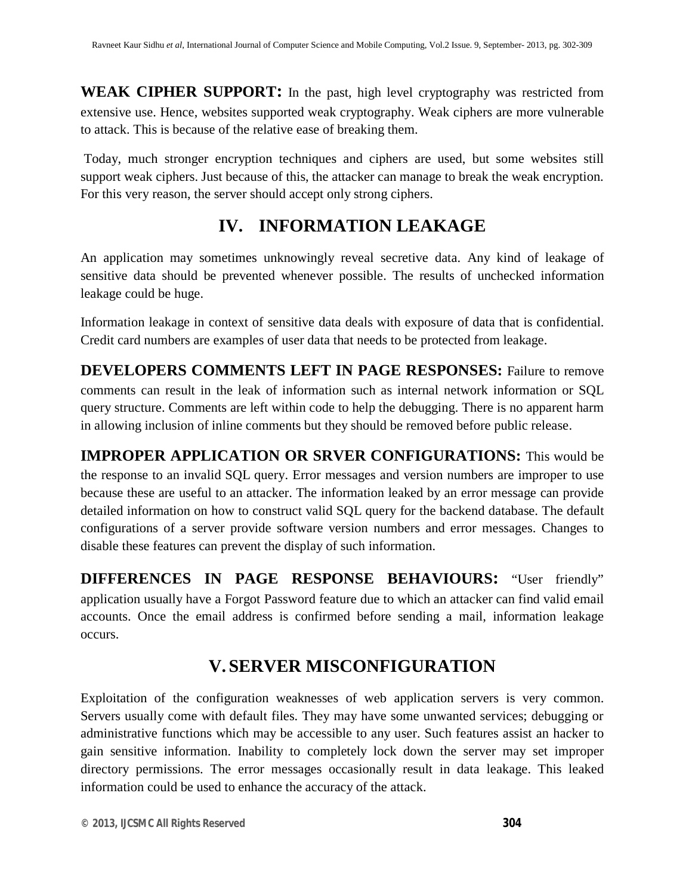**WEAK CIPHER SUPPORT:** In the past, high level cryptography was restricted from extensive use. Hence, websites supported weak cryptography. Weak ciphers are more vulnerable to attack. This is because of the relative ease of breaking them.

Today, much stronger encryption techniques and ciphers are used, but some websites still support weak ciphers. Just because of this, the attacker can manage to break the weak encryption. For this very reason, the server should accept only strong ciphers.

## IV. INFORMATION LEAKAGE

An application may sometimes unknowingly reveal secretive data. Any kind of leakage of sensitive data should be prevented whenever possible. The results of unchecked information leakage could be huge.

Information leakage in context of sensitive data deals with exposure of data that is confidential. Credit card numbers are examples of user data that needs to be protected from leakage.

**DEVELOPERS COMMENTS LEFT IN PAGE RESPONSES:** Failure to remove comments can result in the leak of information such as internal network information or SQL query structure. Comments are left within code to help the debugging. There is no apparent harm in allowing inclusion of inline comments but they should be removed before public release.

**IMPROPER APPLICATION OR SRVER CONFIGURATIONS:** This would be the response to an invalid SQL query. Error messages and version numbers are improper to use because these are useful to an attacker. The information leaked by an error message can provide detailed information on how to construct valid SQL query for the backend database. The default configurations of a server provide software version numbers and error messages. Changes to disable these features can prevent the display of such information.

**DIFFERENCES IN PAGE RESPONSE BEHAVIOURS:** "User friendly" application usually have a Forgot Password feature due to which an attacker can find valid email accounts. Once the email address is confirmed before sending a mail, information leakage occurs.

## V. SERVER MISCONFIGURATION

Exploitation of the configuration weaknesses of web application servers is very common. Servers usually come with default files. They may have some unwanted services; debugging or administrative functions which may be accessible to any user. Such features assist an hacker to gain sensitive information. Inability to completely lock down the server may set improper directory permissions. The error messages occasionally result in data leakage. This leaked information could be used to enhance the accuracy of the attack.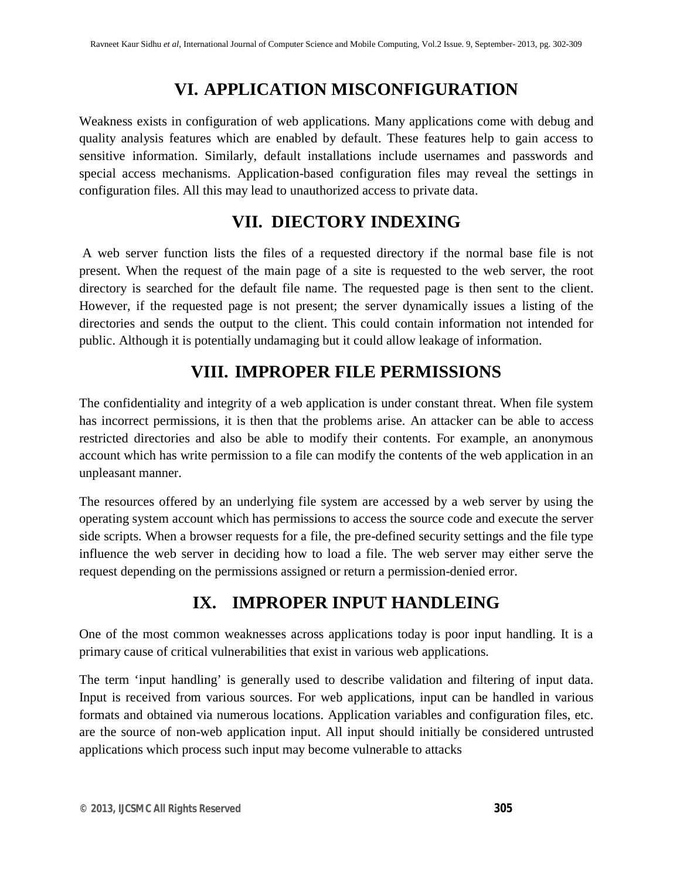# VI. APPLICATION MISCONFIGURATION

Weakness exists in configuration of web applications. Many applications come with debug and quality analysis features which are enabled by default. These features help to gain access to sensitive information. Similarly, default installations include usernames and passwords and special access mechanisms. Application-based configuration files may reveal the settings in configuration files. All this may lead to unauthorized access to private data.

# VII. DIECTORY INDEXING

A web server function lists the files of a requested directory if the normal base file is not present. When the request of the main page of a site is requested to the web server, the root directory is searched for the default file name. The requested page is then sent to the client. However, if the requested page is not present; the server dynamically issues a listing of the directories and sends the output to the client. This could contain information not intended for public. Although it is potentially undamaging but it could allow leakage of information.

# VIII. IMPROPER FILE PERMISSIONS

The confidentiality and integrity of a web application is under constant threat. When file system has incorrect permissions, it is then that the problems arise. An attacker can be able to access restricted directories and also be able to modify their contents. For example, an anonymous account which has write permission to a file can modify the contents of the web application in an unpleasant manner.

The resources offered by an underlying file system are accessed by a web server by using the operating system account which has permissions to access the source code and execute the server side scripts. When a browser requests for a file, the pre-defined security settings and the file type influence the web server in deciding how to load a file. The web server may either serve the request depending on the permissions assigned or return a permission-denied error.

# IX. IMPROPER INPUT HANDLEING

One of the most common weaknesses across applications today is poor input handling. It is a primary cause of critical vulnerabilities that exist in various web applications.

The term 'input handling' is generally used to describe validation and filtering of input data. Input is received from various sources. For web applications, input can be handled in various formats and obtained via numerous locations. Application variables and configuration files, etc. are the source of non-web application input. All input should initially be considered untrusted applications which process such input may become vulnerable to attacks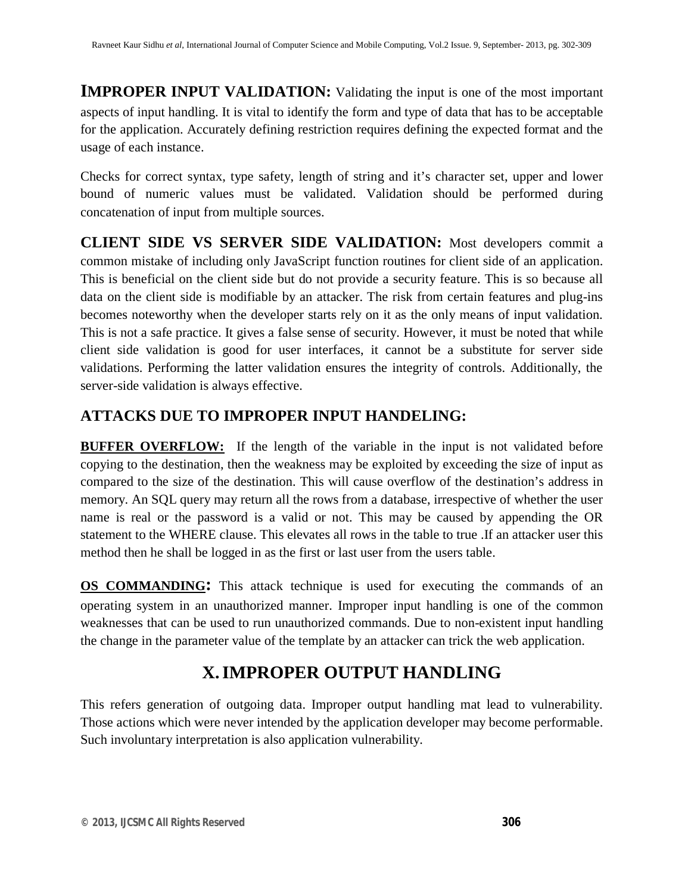**IMPROPER INPUT VALIDATION:** Validating the input is one of the most important aspects of input handling. It is vital to identify the form and type of data that has to be acceptable for the application. Accurately defining restriction requires defining the expected format and the usage of each instance.

Checks for correct syntax, type safety, length of string and it's character set, upper and lower bound of numeric values must be validated. Validation should be performed during concatenation of input from multiple sources.

**CLIENT SIDE VS SERVER SIDE VALIDATION:** Most developers commit a common mistake of including only JavaScript function routines for client side of an application. This is beneficial on the client side but do not provide a security feature. This is so because all data on the client side is modifiable by an attacker. The risk from certain features and plug-ins becomes noteworthy when the developer starts rely on it as the only means of input validation. This is not a safe practice. It gives a false sense of security. However, it must be noted that while client side validation is good for user interfaces, it cannot be a substitute for server side validations. Performing the latter validation ensures the integrity of controls. Additionally, the server-side validation is always effective.

### ATTACKS DUE TO IMPROPER INPUT HANDELING:

**BUFFER OVERFLOW:** If the length of the variable in the input is not validated before copying to the destination, then the weakness may be exploited by exceeding the size of input as compared to the size of the destination. This will cause overflow of the destination's address in memory. An SQL query may return all the rows from a database, irrespective of whether the user name is real or the password is a valid or not. This may be caused by appending the OR statement to the WHERE clause. This elevates all rows in the table to true .If an attacker user this method then he shall be logged in as the first or last user from the users table.

**OS COMMANDING:** This attack technique is used for executing the commands of an operating system in an unauthorized manner. Improper input handling is one of the common weaknesses that can be used to run unauthorized commands. Due to non-existent input handling the change in the parameter value of the template by an attacker can trick the web application.

## X. IMPROPER OUTPUT HANDLING

This refers generation of outgoing data. Improper output handling mat lead to vulnerability. Those actions which were never intended by the application developer may become performable. Such involuntary interpretation is also application vulnerability.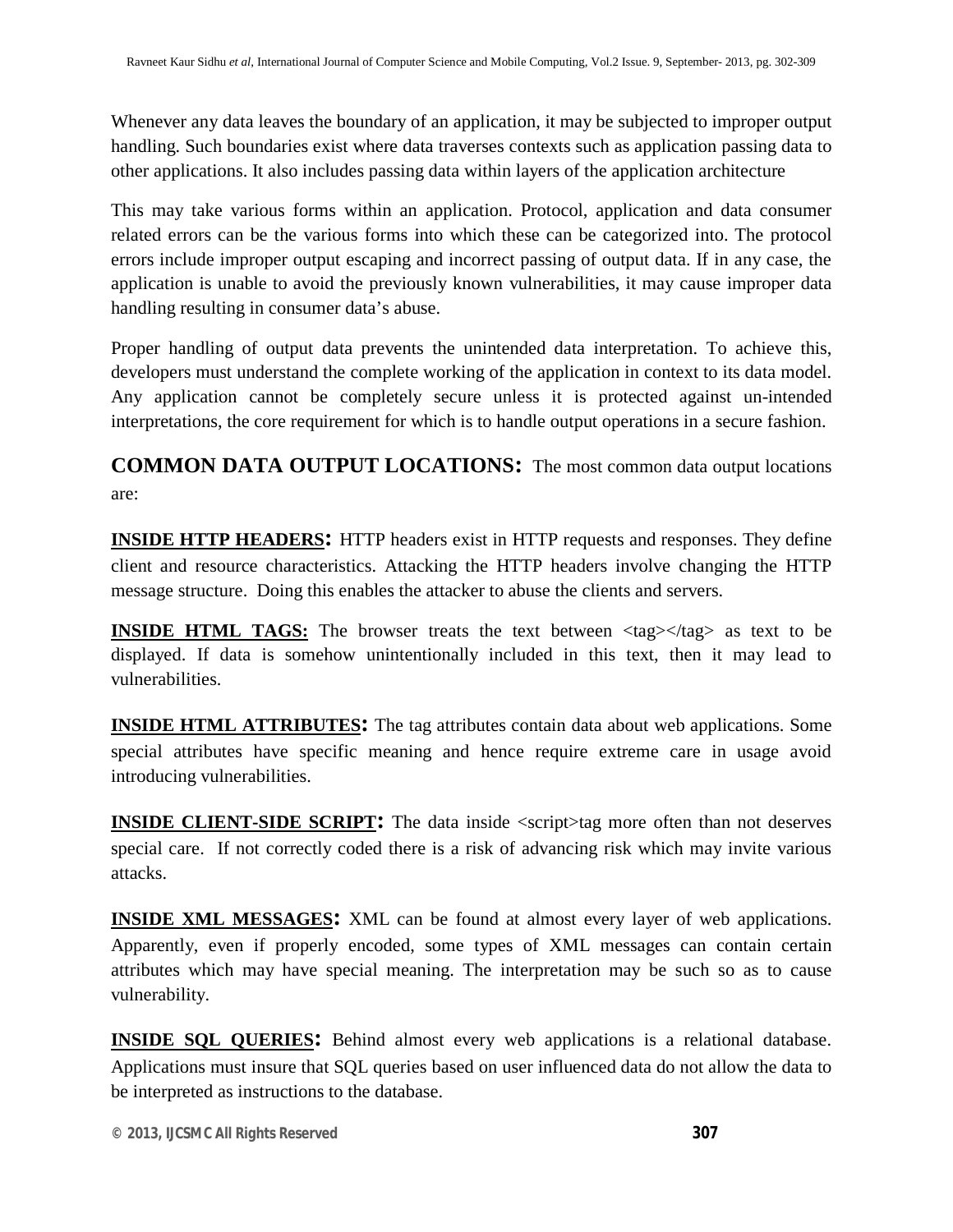Whenever any data leaves the boundary of an application, it may be subjected to improper output handling. Such boundaries exist where data traverses contexts such as application passing data to other applications. It also includes passing data within layers of the application architecture

This may take various forms within an application. Protocol, application and data consumer related errors can be the various forms into which these can be categorized into. The protocol errors include improper output escaping and incorrect passing of output data. If in any case, the application is unable to avoid the previously known vulnerabilities, it may cause improper data handling resulting in consumer data's abuse.

Proper handling of output data prevents the unintended data interpretation. To achieve this, developers must understand the complete working of the application in context to its data model. Any application cannot be completely secure unless it is protected against un-intended interpretations, the core requirement for which is to handle output operations in a secure fashion.

**COMMON DATA OUTPUT LOCATIONS:** The most common data output locations are:

**<u>INSIDE HTTP HEADERS</u>:** HTTP headers exist in HTTP requests and responses. They define client and resource characteristics. Attacking the HTTP headers involve changing the HTTP message structure. Doing this enables the attacker to abuse the clients and servers.

**<u>INSIDE HTML TAGS:</u>** The browser treats the text between <tag></tag> as text to be displayed. If data is somehow unintentionally included in this text, then it may lead to vulnerabilities.

**<u>INSIDE HTML ATTRIBUTES</u>:** The tag attributes contain data about web applications. Some special attributes have specific meaning and hence require extreme care in usage avoid introducing vulnerabilities.

**<u>INSIDE CLIENT-SIDE SCRIPT</u>:** The data inside <script>tag more often than not deserves special care. If not correctly coded there is a risk of advancing risk which may invite various attacks.

**<u>INSIDE XML MESSAGES</u>:** XML can be found at almost every layer of web applications. Apparently, even if properly encoded, some types of XML messages can contain certain attributes which may have special meaning. The interpretation may be such so as to cause vulnerability.

**<u>INSIDE SQL QUERIES</u>:** Behind almost every web applications is a relational database. Applications must insure that SQL queries based on user influenced data do not allow the data to be interpreted as instructions to the database.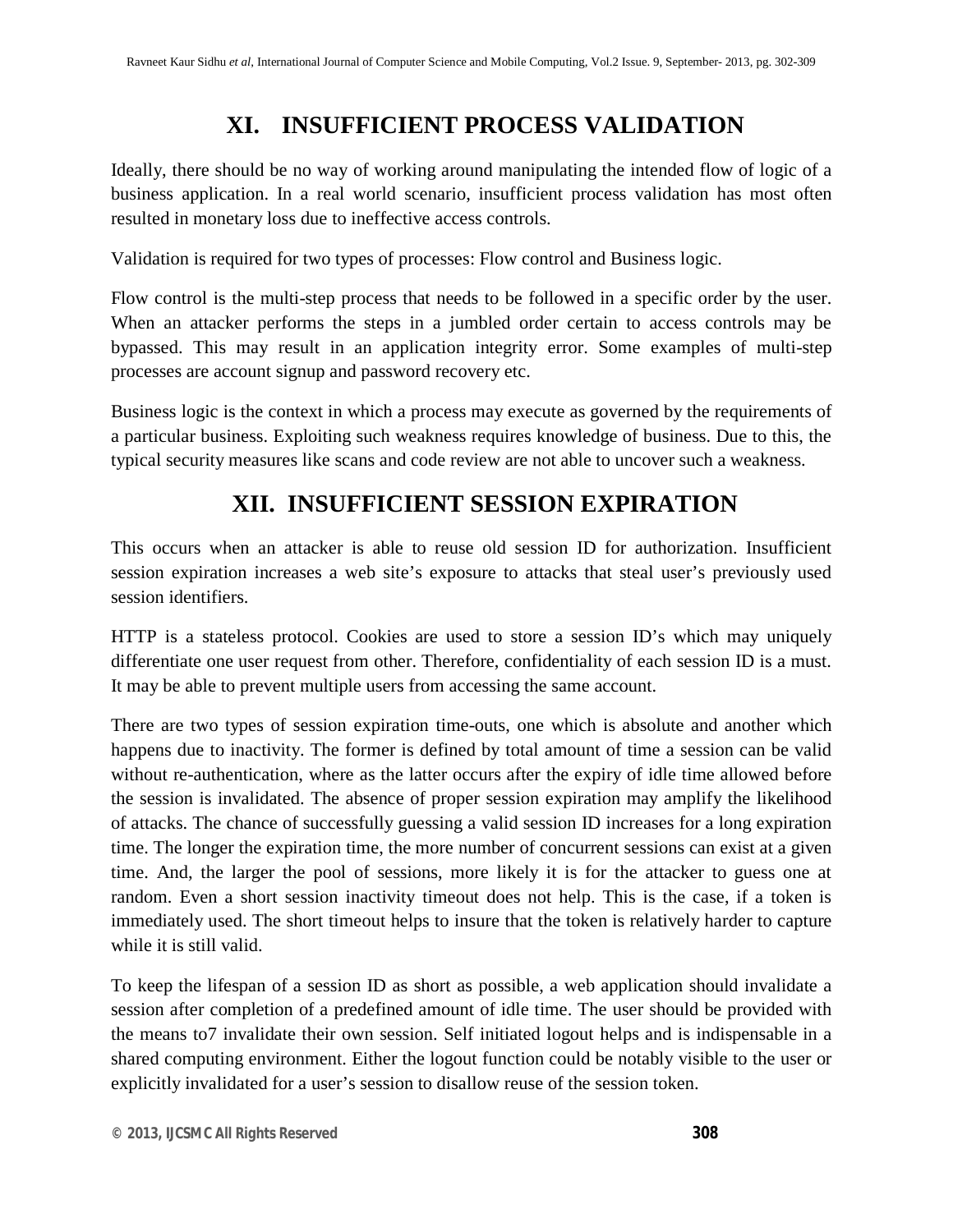# XI. INSUFFICIENT PROCESS VALIDATION

Ideally, there should be no way of working around manipulating the intended flow of logic of a business application. In a real world scenario, insufficient process validation has most often resulted in monetary loss due to ineffective access controls.

Validation is required for two types of processes: Flow control and Business logic.

Flow control is the multi-step process that needs to be followed in a specific order by the user. When an attacker performs the steps in a jumbled order certain to access controls may be bypassed. This may result in an application integrity error. Some examples of multi-step processes are account signup and password recovery etc.

Business logic is the context in which a process may execute as governed by the requirements of a particular business. Exploiting such weakness requires knowledge of business. Due to this, the typical security measures like scans and code review are not able to uncover such a weakness.

# XII. INSUFFICIENT SESSION EXPIRATION

This occurs when an attacker is able to reuse old session ID for authorization. Insufficient session expiration increases a web site's exposure to attacks that steal user's previously used session identifiers.

HTTP is a stateless protocol. Cookies are used to store a session ID's which may uniquely differentiate one user request from other. Therefore, confidentiality of each session ID is a must. It may be able to prevent multiple users from accessing the same account.

There are two types of session expiration time-outs, one which is absolute and another which happens due to inactivity. The former is defined by total amount of time a session can be valid without re-authentication, where as the latter occurs after the expiry of idle time allowed before the session is invalidated. The absence of proper session expiration may amplify the likelihood of attacks. The chance of successfully guessing a valid session ID increases for a long expiration time. The longer the expiration time, the more number of concurrent sessions can exist at a given time. And, the larger the pool of sessions, more likely it is for the attacker to guess one at random. Even a short session inactivity timeout does not help. This is the case, if a token is immediately used. The short timeout helps to insure that the token is relatively harder to capture while it is still valid.

To keep the lifespan of a session ID as short as possible, a web application should invalidate a session after completion of a predefined amount of idle time. The user should be provided with the means to7 invalidate their own session. Self initiated logout helps and is indispensable in a shared computing environment. Either the logout function could be notably visible to the user or explicitly invalidated for a user's session to disallow reuse of the session token.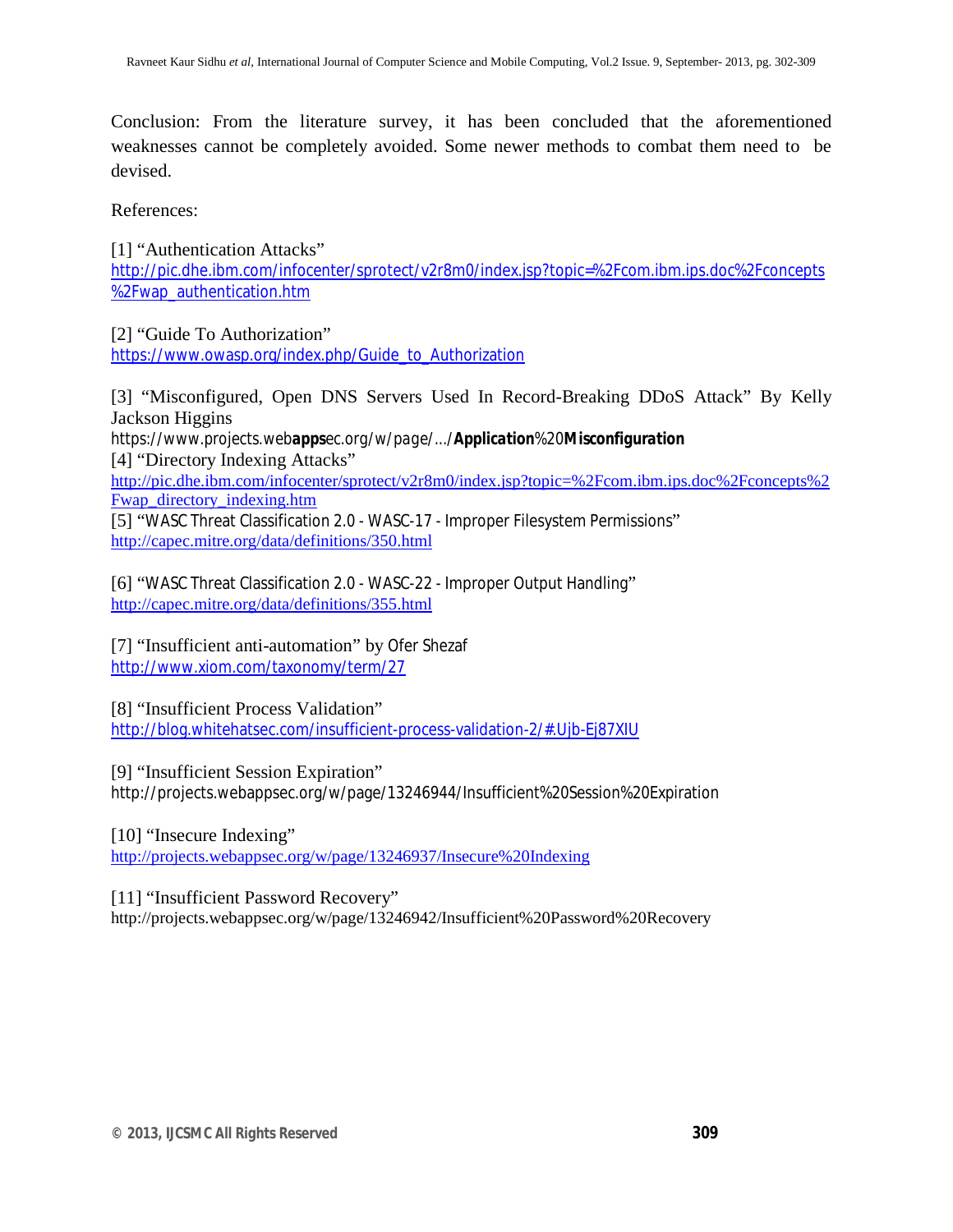Conclusion: From the literature survey, it has been concluded that the aforementioned weaknesses cannot be completely avoided. Some newer methods to combat them need to be devised.

References:

[1] "Authentication Attacks"
http://pic.dhe.ibm.com/infocenter/sprotect/v2r8m0/index.jsp?topic=%2Fcom.ibm.ips.doc%2Fconcepts%2Fwap_authentication.htm

[2] "Guide To Authorization"
https://www.owasp.org/index.php/Guide_to_Authorization

[3] "Misconfigured, Open DNS Servers Used In Record-Breaking DDoS Attack" By Kelly Jackson Higgins
https://www.projects.web**apps**ec.org/w/page/.../**Application**%20**Misconfiguration**

[4] "Directory Indexing Attacks"
http://pic.dhe.ibm.com/infocenter/sprotect/v2r8m0/index.jsp?topic=%2Fcom.ibm.ips.doc%2Fconcepts%2Fwap_directory_indexing.htm

[5] "WASC Threat Classification 2.0 - WASC-17 - Improper Filesystem Permissions"
http://capec.mitre.org/data/definitions/350.html

[6] "WASC Threat Classification 2.0 - WASC-22 - Improper Output Handling"
http://capec.mitre.org/data/definitions/355.html

[7] "Insufficient anti-automation" by Ofer Shezaf
http://www.xiom.com/taxonomy/term/27

[8] "Insufficient Process Validation"
http://blog.whitehatsec.com/insufficient-process-validation-2/#.Ujb-Ej87XIU

[9] "Insufficient Session Expiration"
http://projects.webappsec.org/w/page/13246944/Insufficient%20Session%20Expiration

[10] "Insecure Indexing"
http://projects.webappsec.org/w/page/13246937/Insecure%20Indexing

[11] "Insufficient Password Recovery"
http://projects.webappsec.org/w/page/13246942/Insufficient%20Password%20Recovery